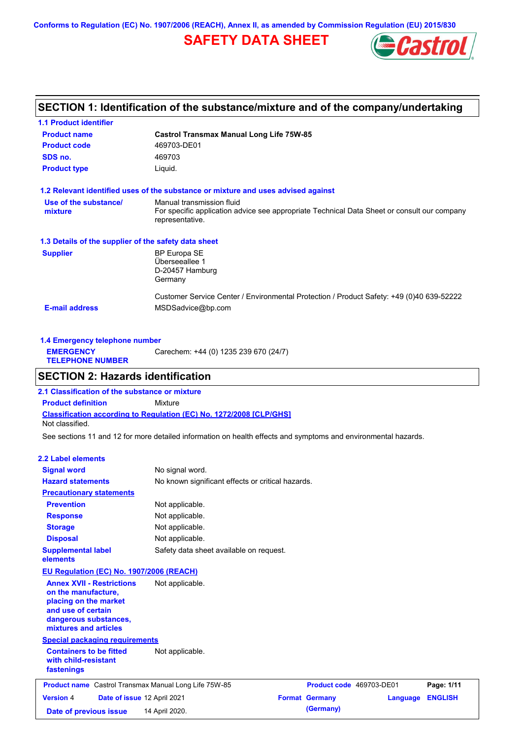Conforms to Regulation (EC) No. 1907/2006 (REACH), Annex II, as amended by Commission Regulation (EU) 2015/830

# SAFETY DATA SHEET

## SECTION 1: Identification of the substance/mixture and of the company/undertaking

### 1.1 Product identifier

| | |
|---|---|
| **Product name** | **Castrol Transmax Manual Long Life 75W-85** |
| **Product code** | 469703-DE01 |
| **SDS no.** | 469703 |
| **Product type** | Liquid. |

### 1.2 Relevant identified uses of the substance or mixture and uses advised against

| | |
|---|---|
| **Use of the substance/ mixture** | Manual transmission fluid<br>For specific application advice see appropriate Technical Data Sheet or consult our company representative. |

### 1.3 Details of the supplier of the safety data sheet

| | |
|---|---|
| **Supplier** | BP Europa SE<br>Überseeallee 1<br>D-20457 Hamburg<br>Germany<br><br>Customer Service Center / Environmental Protection / Product Safety: +49 (0)40 639-52222 |
| **E-mail address** | MSDSadvice@bp.com |

### 1.4 Emergency telephone number

| | |
|---|---|
| **EMERGENCY TELEPHONE NUMBER** | Carechem: +44 (0) 1235 239 670 (24/7) |

## SECTION 2: Hazards identification

### 2.1 Classification of the substance or mixture

**Product definition** Mixture

**Classification according to Regulation (EC) No. 1272/2008 [CLP/GHS]**

Not classified.

See sections 11 and 12 for more detailed information on health effects and symptoms and environmental hazards.

### 2.2 Label elements

| | |
|---|---|
| **Signal word** | No signal word. |
| **Hazard statements** | No known significant effects or critical hazards. |
| **Precautionary statements** | |
| **Prevention** | Not applicable. |
| **Response** | Not applicable. |
| **Storage** | Not applicable. |
| **Disposal** | Not applicable. |
| **Supplemental label elements** | Safety data sheet available on request. |
| **EU Regulation (EC) No. 1907/2006 (REACH)** | |
| **Annex XVII - Restrictions on the manufacture, placing on the market and use of certain dangerous substances, mixtures and articles** | Not applicable. |
| **Special packaging requirements** | |
| **Containers to be fitted with child-resistant fastenings** | Not applicable. |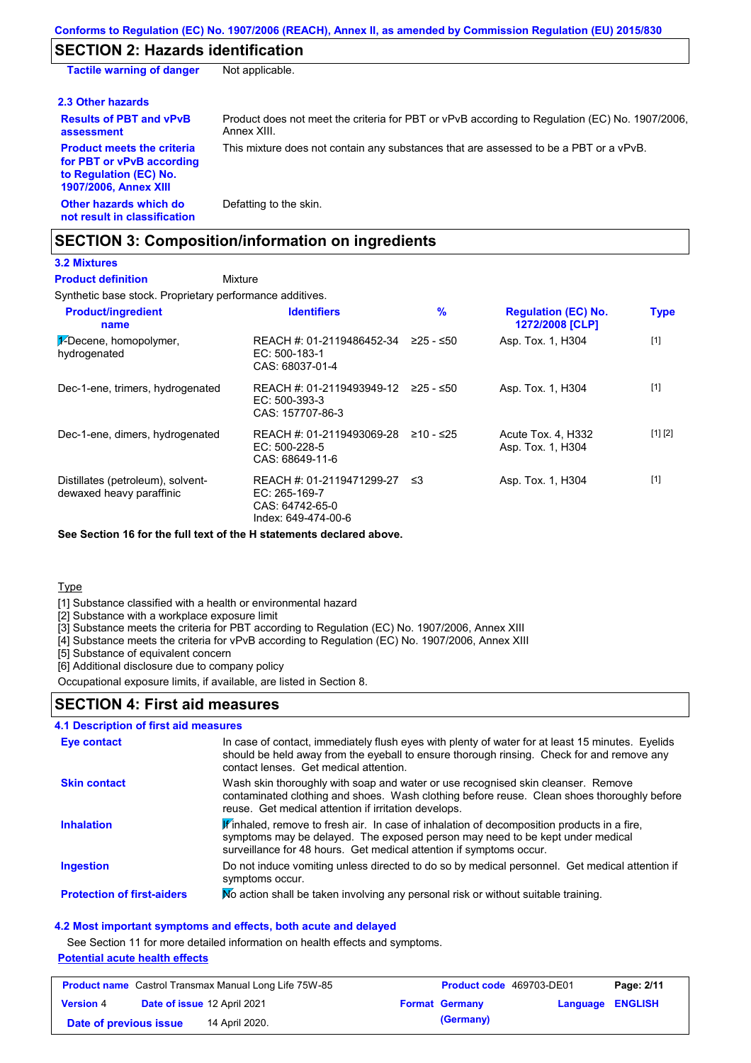Conforms to Regulation (EC) No. 1907/2006 (REACH), Annex II, as amended by Commission Regulation (EU) 2015/830

## SECTION 2: Hazards identification

| | |
|---|---|
| **Tactile warning of danger** | Not applicable. |

### 2.3 Other hazards

| | |
|---|---|
| **Results of PBT and vPvB assessment** | Product does not meet the criteria for PBT or vPvB according to Regulation (EC) No. 1907/2006, Annex XIII. |
| **Product meets the criteria for PBT or vPvB according to Regulation (EC) No. 1907/2006, Annex XIII** | This mixture does not contain any substances that are assessed to be a PBT or a vPvB. |
| **Other hazards which do not result in classification** | Defatting to the skin. |

## SECTION 3: Composition/information on ingredients

### 3.2 Mixtures

**Product definition** Mixture

Synthetic base stock. Proprietary performance additives.

| Product/ingredient name | Identifiers | % | Regulation (EC) No. 1272/2008 [CLP] | Type |
|---|---|---|---|---|
| 1-Decene, homopolymer, hydrogenated | REACH #: 01-2119486452-34<br>EC: 500-183-1<br>CAS: 68037-01-4 | ≥25 - ≤50 | Asp. Tox. 1, H304 | [1] |
| Dec-1-ene, trimers, hydrogenated | REACH #: 01-2119493949-12<br>EC: 500-393-3<br>CAS: 157707-86-3 | ≥25 - ≤50 | Asp. Tox. 1, H304 | [1] |
| Dec-1-ene, dimers, hydrogenated | REACH #: 01-2119493069-28<br>EC: 500-228-5<br>CAS: 68649-11-6 | ≥10 - ≤25 | Acute Tox. 4, H332<br>Asp. Tox. 1, H304 | [1] [2] |
| Distillates (petroleum), solvent-dewaxed heavy paraffinic | REACH #: 01-2119471299-27<br>EC: 265-169-7<br>CAS: 64742-65-0<br>Index: 649-474-00-6 | ≤3 | Asp. Tox. 1, H304 | [1] |

**See Section 16 for the full text of the H statements declared above.**

Type

[1] Substance classified with a health or environmental hazard
[2] Substance with a workplace exposure limit
[3] Substance meets the criteria for PBT according to Regulation (EC) No. 1907/2006, Annex XIII
[4] Substance meets the criteria for vPvB according to Regulation (EC) No. 1907/2006, Annex XIII
[5] Substance of equivalent concern
[6] Additional disclosure due to company policy

Occupational exposure limits, if available, are listed in Section 8.

## SECTION 4: First aid measures

### 4.1 Description of first aid measures

| | |
|---|---|
| **Eye contact** | In case of contact, immediately flush eyes with plenty of water for at least 15 minutes. Eyelids should be held away from the eyeball to ensure thorough rinsing. Check for and remove any contact lenses. Get medical attention. |
| **Skin contact** | Wash skin thoroughly with soap and water or use recognised skin cleanser. Remove contaminated clothing and shoes. Wash clothing before reuse. Clean shoes thoroughly before reuse. Get medical attention if irritation develops. |
| **Inhalation** | If inhaled, remove to fresh air. In case of inhalation of decomposition products in a fire, symptoms may be delayed. The exposed person may need to be kept under medical surveillance for 48 hours. Get medical attention if symptoms occur. |
| **Ingestion** | Do not induce vomiting unless directed to do so by medical personnel. Get medical attention if symptoms occur. |
| **Protection of first-aiders** | No action shall be taken involving any personal risk or without suitable training. |

### 4.2 Most important symptoms and effects, both acute and delayed

See Section 11 for more detailed information on health effects and symptoms.

**Potential acute health effects**

| | | | |
|---|---|---|---|
| **Product name** Castrol Transmax Manual Long Life 75W-85 | | **Product code** 469703-DE01 | **Page: 2/11** |
| **Version** 4 | **Date of issue** 12 April 2021 | **Format** Germany | **Language** ENGLISH |
| **Date of previous issue** | 14 April 2020. | (Germany) | |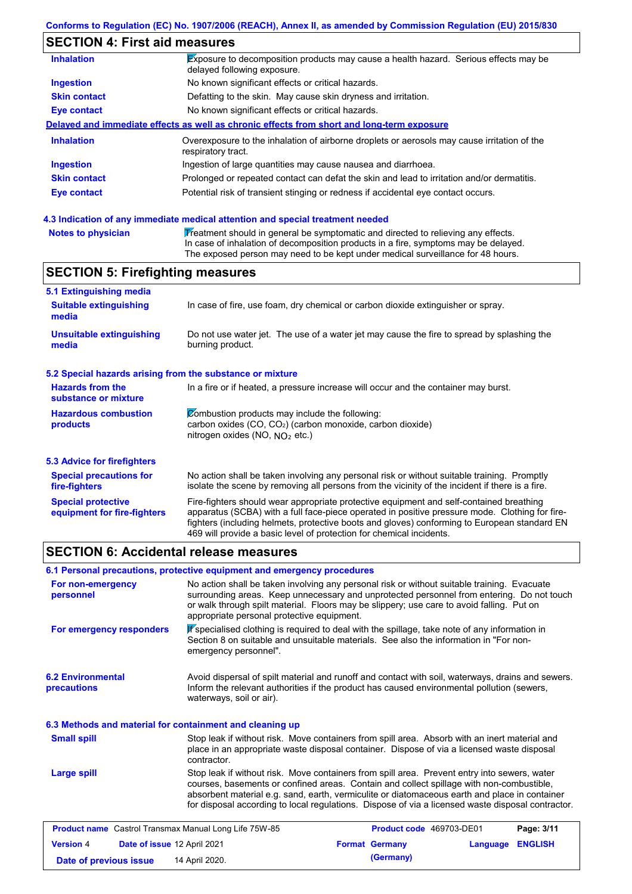## SECTION 4: First aid measures

| | |
|---|---|
| **Inhalation** | Exposure to decomposition products may cause a health hazard. Serious effects may be delayed following exposure. |
| **Ingestion** | No known significant effects or critical hazards. |
| **Skin contact** | Defatting to the skin. May cause skin dryness and irritation. |
| **Eye contact** | No known significant effects or critical hazards. |

**Delayed and immediate effects as well as chronic effects from short and long-term exposure**

| | |
|---|---|
| **Inhalation** | Overexposure to the inhalation of airborne droplets or aerosols may cause irritation of the respiratory tract. |
| **Ingestion** | Ingestion of large quantities may cause nausea and diarrhoea. |
| **Skin contact** | Prolonged or repeated contact can defat the skin and lead to irritation and/or dermatitis. |
| **Eye contact** | Potential risk of transient stinging or redness if accidental eye contact occurs. |

### 4.3 Indication of any immediate medical attention and special treatment needed

| | |
|---|---|
| **Notes to physician** | Treatment should in general be symptomatic and directed to relieving any effects. In case of inhalation of decomposition products in a fire, symptoms may be delayed. The exposed person may need to be kept under medical surveillance for 48 hours. |

## SECTION 5: Firefighting measures

### 5.1 Extinguishing media

| | |
|---|---|
| **Suitable extinguishing media** | In case of fire, use foam, dry chemical or carbon dioxide extinguisher or spray. |
| **Unsuitable extinguishing media** | Do not use water jet. The use of a water jet may cause the fire to spread by splashing the burning product. |

### 5.2 Special hazards arising from the substance or mixture

| | |
|---|---|
| **Hazards from the substance or mixture** | In a fire or if heated, a pressure increase will occur and the container may burst. |
| **Hazardous combustion products** | Combustion products may include the following: carbon oxides (CO, $CO_2$) (carbon monoxide, carbon dioxide) nitrogen oxides (NO, $NO_2$ etc.) |

### 5.3 Advice for firefighters

| | |
|---|---|
| **Special precautions for fire-fighters** | No action shall be taken involving any personal risk or without suitable training. Promptly isolate the scene by removing all persons from the vicinity of the incident if there is a fire. |
| **Special protective equipment for fire-fighters** | Fire-fighters should wear appropriate protective equipment and self-contained breathing apparatus (SCBA) with a full face-piece operated in positive pressure mode. Clothing for fire-fighters (including helmets, protective boots and gloves) conforming to European standard EN 469 will provide a basic level of protection for chemical incidents. |

## SECTION 6: Accidental release measures

### 6.1 Personal precautions, protective equipment and emergency procedures

| | |
|---|---|
| **For non-emergency personnel** | No action shall be taken involving any personal risk or without suitable training. Evacuate surrounding areas. Keep unnecessary and unprotected personnel from entering. Do not touch or walk through spilt material. Floors may be slippery; use care to avoid falling. Put on appropriate personal protective equipment. |
| **For emergency responders** | If specialised clothing is required to deal with the spillage, take note of any information in Section 8 on suitable and unsuitable materials. See also the information in "For non-emergency personnel". |

| | |
|---|---|
| **6.2 Environmental precautions** | Avoid dispersal of spilt material and runoff and contact with soil, waterways, drains and sewers. Inform the relevant authorities if the product has caused environmental pollution (sewers, waterways, soil or air). |

### 6.3 Methods and material for containment and cleaning up

| | |
|---|---|
| **Small spill** | Stop leak if without risk. Move containers from spill area. Absorb with an inert material and place in an appropriate waste disposal container. Dispose of via a licensed waste disposal contractor. |
| **Large spill** | Stop leak if without risk. Move containers from spill area. Prevent entry into sewers, water courses, basements or confined areas. Contain and collect spillage with non-combustible, absorbent material e.g. sand, earth, vermiculite or diatomaceous earth and place in container for disposal according to local regulations. Dispose of via a licensed waste disposal contractor. |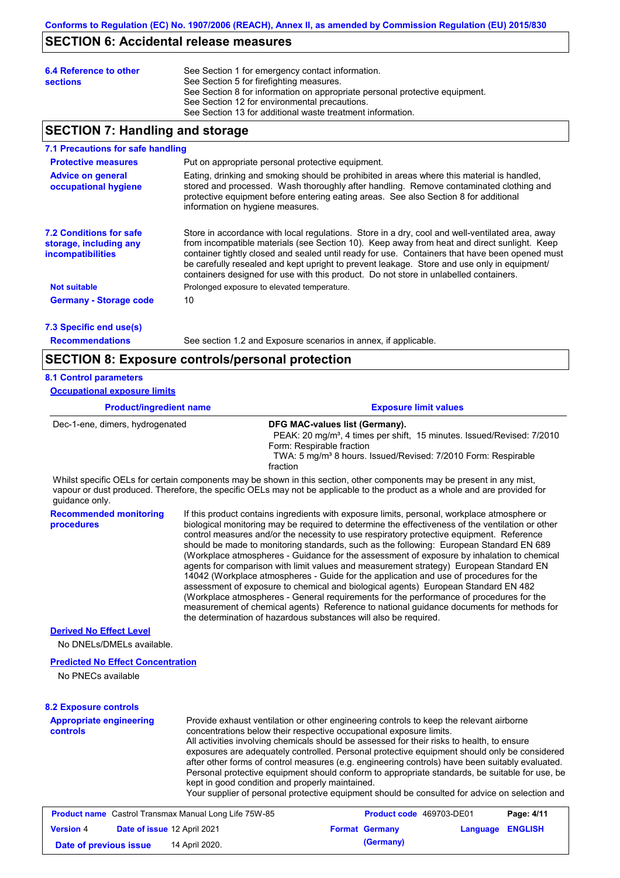## SECTION 6: Accidental release measures

**6.4 Reference to other sections**

See Section 1 for emergency contact information.
See Section 5 for firefighting measures.
See Section 8 for information on appropriate personal protective equipment.
See Section 12 for environmental precautions.
See Section 13 for additional waste treatment information.

## SECTION 7: Handling and storage

### 7.1 Precautions for safe handling

**Protective measures**

Put on appropriate personal protective equipment.

**Advice on general occupational hygiene**

Eating, drinking and smoking should be prohibited in areas where this material is handled, stored and processed. Wash thoroughly after handling. Remove contaminated clothing and protective equipment before entering eating areas. See also Section 8 for additional information on hygiene measures.

### 7.2 Conditions for safe storage, including any incompatibilities

Store in accordance with local regulations. Store in a dry, cool and well-ventilated area, away from incompatible materials (see Section 10). Keep away from heat and direct sunlight. Keep container tightly closed and sealed until ready for use. Containers that have been opened must be carefully resealed and kept upright to prevent leakage. Store and use only in equipment/ containers designed for use with this product. Do not store in unlabelled containers.

**Not suitable**

Prolonged exposure to elevated temperature.

**Germany - Storage code**

10

### 7.3 Specific end use(s)

**Recommendations**

See section 1.2 and Exposure scenarios in annex, if applicable.

## SECTION 8: Exposure controls/personal protection

### 8.1 Control parameters

**Occupational exposure limits**

| Product/ingredient name | Exposure limit values |
|---|---|
| Dec-1-ene, dimers, hydrogenated | **DFG MAC-values list (Germany).** PEAK: 20 mg/m³, 4 times per shift, 15 minutes. Issued/Revised: 7/2010 Form: Respirable fraction TWA: 5 mg/m³ 8 hours. Issued/Revised: 7/2010 Form: Respirable fraction |

Whilst specific OELs for certain components may be shown in this section, other components may be present in any mist, vapour or dust produced. Therefore, the specific OELs may not be applicable to the product as a whole and are provided for guidance only.

**Recommended monitoring procedures**

If this product contains ingredients with exposure limits, personal, workplace atmosphere or biological monitoring may be required to determine the effectiveness of the ventilation or other control measures and/or the necessity to use respiratory protective equipment. Reference should be made to monitoring standards, such as the following: European Standard EN 689 (Workplace atmospheres - Guidance for the assessment of exposure by inhalation to chemical agents for comparison with limit values and measurement strategy) European Standard EN 14042 (Workplace atmospheres - Guide for the application and use of procedures for the assessment of exposure to chemical and biological agents) European Standard EN 482 (Workplace atmospheres - General requirements for the performance of procedures for the measurement of chemical agents) Reference to national guidance documents for methods for the determination of hazardous substances will also be required.

**Derived No Effect Level**

No DNELs/DMELs available.

**Predicted No Effect Concentration**

No PNECs available

### 8.2 Exposure controls

**Appropriate engineering controls**

Provide exhaust ventilation or other engineering controls to keep the relevant airborne concentrations below their respective occupational exposure limits.
All activities involving chemicals should be assessed for their risks to health, to ensure exposures are adequately controlled. Personal protective equipment should only be considered after other forms of control measures (e.g. engineering controls) have been suitably evaluated. Personal protective equipment should conform to appropriate standards, be suitable for use, be kept in good condition and properly maintained.
Your supplier of personal protective equipment should be consulted for advice on selection and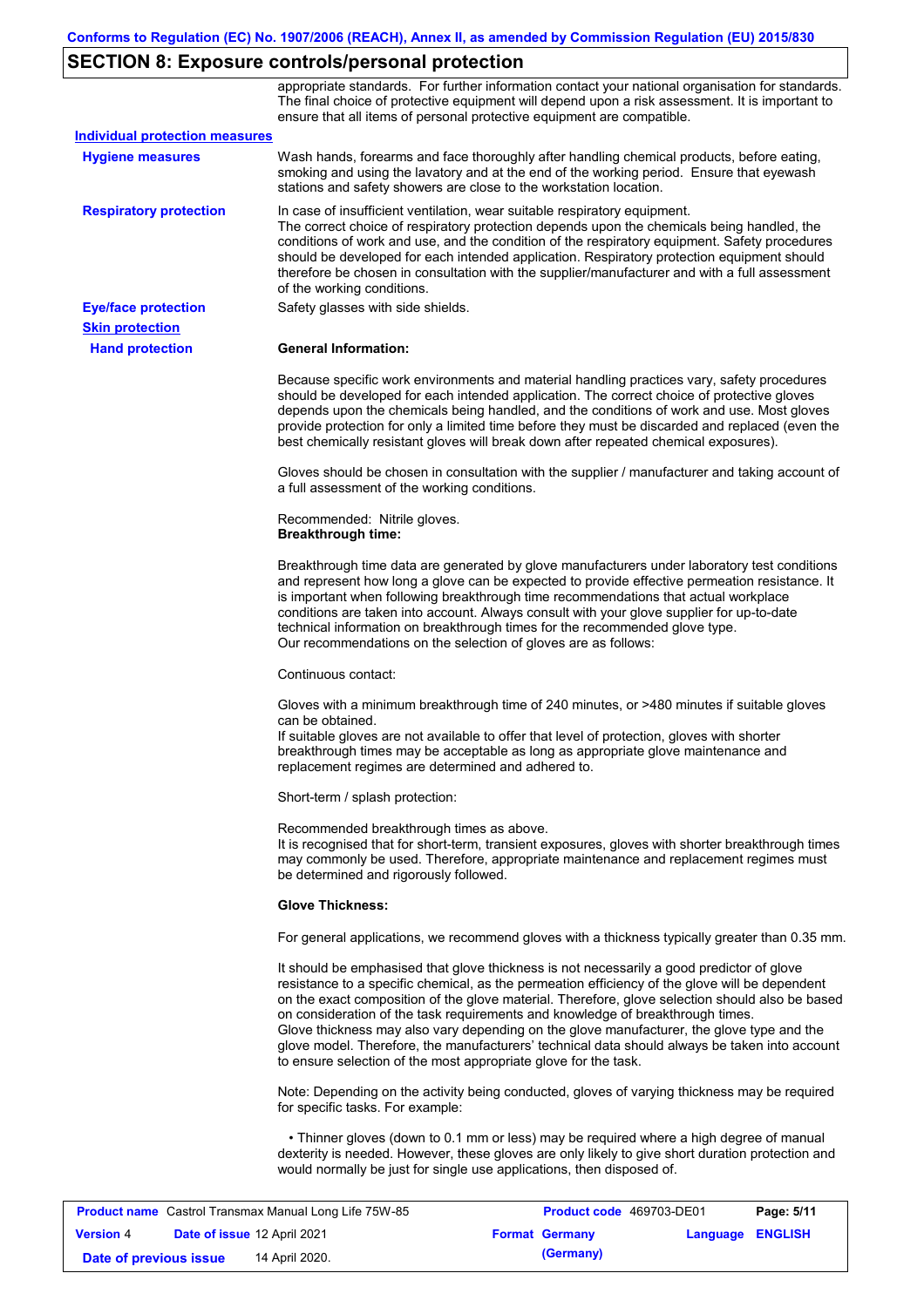## SECTION 8: Exposure controls/personal protection

appropriate standards. For further information contact your national organisation for standards. The final choice of protective equipment will depend upon a risk assessment. It is important to ensure that all items of personal protective equipment are compatible.

**Individual protection measures**

**Hygiene measures**

Wash hands, forearms and face thoroughly after handling chemical products, before eating, smoking and using the lavatory and at the end of the working period. Ensure that eyewash stations and safety showers are close to the workstation location.

**Respiratory protection**

In case of insufficient ventilation, wear suitable respiratory equipment.
The correct choice of respiratory protection depends upon the chemicals being handled, the conditions of work and use, and the condition of the respiratory equipment. Safety procedures should be developed for each intended application. Respiratory protection equipment should therefore be chosen in consultation with the supplier/manufacturer and with a full assessment of the working conditions.

**Eye/face protection**

Safety glasses with side shields.

**Skin protection**

**Hand protection**

**General Information:**

Because specific work environments and material handling practices vary, safety procedures should be developed for each intended application. The correct choice of protective gloves depends upon the chemicals being handled, and the conditions of work and use. Most gloves provide protection for only a limited time before they must be discarded and replaced (even the best chemically resistant gloves will break down after repeated chemical exposures).

Gloves should be chosen in consultation with the supplier / manufacturer and taking account of a full assessment of the working conditions.

Recommended: Nitrile gloves.
**Breakthrough time:**

Breakthrough time data are generated by glove manufacturers under laboratory test conditions and represent how long a glove can be expected to provide effective permeation resistance. It is important when following breakthrough time recommendations that actual workplace conditions are taken into account. Always consult with your glove supplier for up-to-date technical information on breakthrough times for the recommended glove type.
Our recommendations on the selection of gloves are as follows:

Continuous contact:

Gloves with a minimum breakthrough time of 240 minutes, or >480 minutes if suitable gloves can be obtained.
If suitable gloves are not available to offer that level of protection, gloves with shorter breakthrough times may be acceptable as long as appropriate glove maintenance and replacement regimes are determined and adhered to.

Short-term / splash protection:

Recommended breakthrough times as above.
It is recognised that for short-term, transient exposures, gloves with shorter breakthrough times may commonly be used. Therefore, appropriate maintenance and replacement regimes must be determined and rigorously followed.

**Glove Thickness:**

For general applications, we recommend gloves with a thickness typically greater than 0.35 mm.

It should be emphasised that glove thickness is not necessarily a good predictor of glove resistance to a specific chemical, as the permeation efficiency of the glove will be dependent on the exact composition of the glove material. Therefore, glove selection should also be based on consideration of the task requirements and knowledge of breakthrough times.
Glove thickness may also vary depending on the glove manufacturer, the glove type and the glove model. Therefore, the manufacturers' technical data should always be taken into account to ensure selection of the most appropriate glove for the task.

Note: Depending on the activity being conducted, gloves of varying thickness may be required for specific tasks. For example:

• Thinner gloves (down to 0.1 mm or less) may be required where a high degree of manual dexterity is needed. However, these gloves are only likely to give short duration protection and would normally be just for single use applications, then disposed of.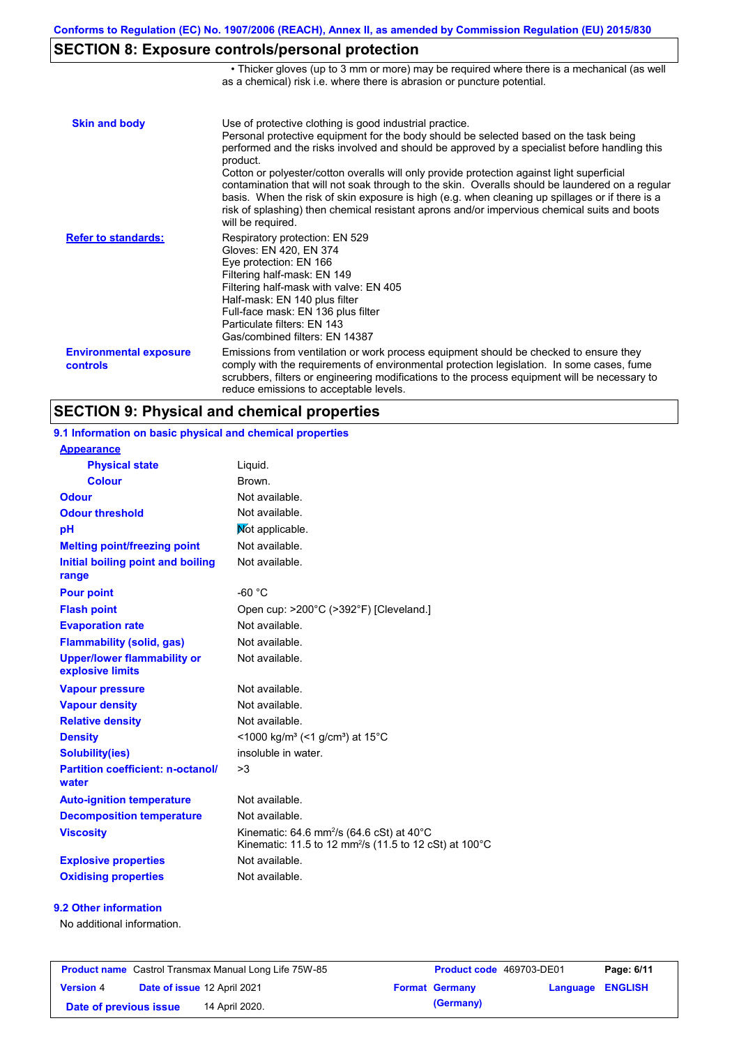Conforms to Regulation (EC) No. 1907/2006 (REACH), Annex II, as amended by Commission Regulation (EU) 2015/830

## SECTION 8: Exposure controls/personal protection

• Thicker gloves (up to 3 mm or more) may be required where there is a mechanical (as well as a chemical) risk i.e. where there is abrasion or puncture potential.

**Skin and body**

Use of protective clothing is good industrial practice.
Personal protective equipment for the body should be selected based on the task being performed and the risks involved and should be approved by a specialist before handling this product.
Cotton or polyester/cotton overalls will only provide protection against light superficial contamination that will not soak through to the skin. Overalls should be laundered on a regular basis. When the risk of skin exposure is high (e.g. when cleaning up spillages or if there is a risk of splashing) then chemical resistant aprons and/or impervious chemical suits and boots will be required.

**Refer to standards:**

Respiratory protection: EN 529
Gloves: EN 420, EN 374
Eye protection: EN 166
Filtering half-mask: EN 149
Filtering half-mask with valve: EN 405
Half-mask: EN 140 plus filter
Full-face mask: EN 136 plus filter
Particulate filters: EN 143
Gas/combined filters: EN 14387

**Environmental exposure controls**

Emissions from ventilation or work process equipment should be checked to ensure they comply with the requirements of environmental protection legislation. In some cases, fume scrubbers, filters or engineering modifications to the process equipment will be necessary to reduce emissions to acceptable levels.

## SECTION 9: Physical and chemical properties

### 9.1 Information on basic physical and chemical properties

| Property | Value |
|---|---|
| **Appearance** | |
| Physical state | Liquid. |
| Colour | Brown. |
| Odour | Not available. |
| Odour threshold | Not available. |
| pH | Not applicable. |
| Melting point/freezing point | Not available. |
| Initial boiling point and boiling range | Not available. |
| Pour point | -60 °C |
| Flash point | Open cup: >200°C (>392°F) [Cleveland.] |
| Evaporation rate | Not available. |
| Flammability (solid, gas) | Not available. |
| Upper/lower flammability or explosive limits | Not available. |
| Vapour pressure | Not available. |
| Vapour density | Not available. |
| Relative density | Not available. |
| Density | <1000 kg/m³ (<1 g/cm³) at 15°C |
| Solubility(ies) | insoluble in water. |
| Partition coefficient: n-octanol/water | >3 |
| Auto-ignition temperature | Not available. |
| Decomposition temperature | Not available. |
| Viscosity | Kinematic: 64.6 mm²/s (64.6 cSt) at 40°C<br>Kinematic: 11.5 to 12 mm²/s (11.5 to 12 cSt) at 100°C |
| Explosive properties | Not available. |
| Oxidising properties | Not available. |

### 9.2 Other information

No additional information.

| Product name | Castrol Transmax Manual Long Life 75W-85 | Product code | 469703-DE01 | |
|---|---|---|---|---|
| Version 4 | Date of issue 12 April 2021 | Format Germany (Germany) | Language ENGLISH | |
| Date of previous issue | 14 April 2020. | | | |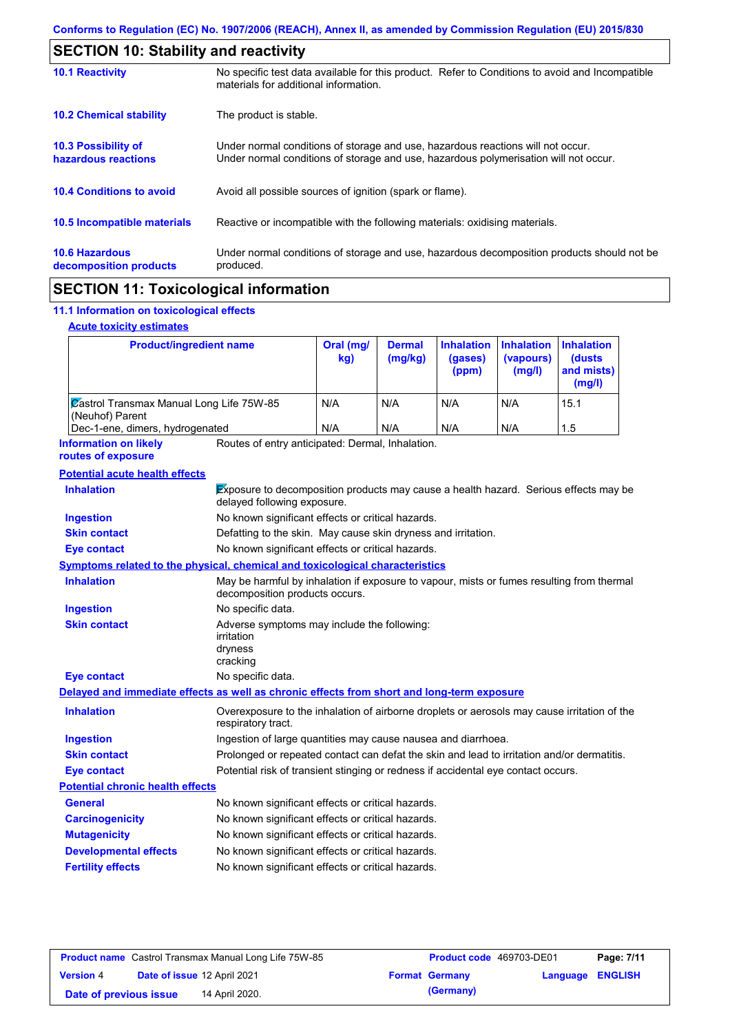Conforms to Regulation (EC) No. 1907/2006 (REACH), Annex II, as amended by Commission Regulation (EU) 2015/830

## SECTION 10: Stability and reactivity

**10.1 Reactivity**
No specific test data available for this product. Refer to Conditions to avoid and Incompatible materials for additional information.

**10.2 Chemical stability**
The product is stable.

**10.3 Possibility of hazardous reactions**
Under normal conditions of storage and use, hazardous reactions will not occur.
Under normal conditions of storage and use, hazardous polymerisation will not occur.

**10.4 Conditions to avoid**
Avoid all possible sources of ignition (spark or flame).

**10.5 Incompatible materials**
Reactive or incompatible with the following materials: oxidising materials.

**10.6 Hazardous decomposition products**
Under normal conditions of storage and use, hazardous decomposition products should not be produced.

## SECTION 11: Toxicological information

### 11.1 Information on toxicological effects

**Acute toxicity estimates**

| Product/ingredient name | Oral (mg/kg) | Dermal (mg/kg) | Inhalation (gases) (ppm) | Inhalation (vapours) (mg/l) | Inhalation (dusts and mists) (mg/l) |
|---|---|---|---|---|---|
| Castrol Transmax Manual Long Life 75W-85 (Neuhof) Parent | N/A | N/A | N/A | N/A | 15.1 |
| Dec-1-ene, dimers, hydrogenated | N/A | N/A | N/A | N/A | 1.5 |

**Information on likely routes of exposure**
Routes of entry anticipated: Dermal, Inhalation.

**Potential acute health effects**

- **Inhalation**: Exposure to decomposition products may cause a health hazard. Serious effects may be delayed following exposure.
- **Ingestion**: No known significant effects or critical hazards.
- **Skin contact**: Defatting to the skin. May cause skin dryness and irritation.
- **Eye contact**: No known significant effects or critical hazards.

**Symptoms related to the physical, chemical and toxicological characteristics**

- **Inhalation**: May be harmful by inhalation if exposure to vapour, mists or fumes resulting from thermal decomposition products occurs.
- **Ingestion**: No specific data.
- **Skin contact**: Adverse symptoms may include the following:
  irritation
  dryness
  cracking
- **Eye contact**: No specific data.

**Delayed and immediate effects as well as chronic effects from short and long-term exposure**

- **Inhalation**: Overexposure to the inhalation of airborne droplets or aerosols may cause irritation of the respiratory tract.
- **Ingestion**: Ingestion of large quantities may cause nausea and diarrhoea.
- **Skin contact**: Prolonged or repeated contact can defat the skin and lead to irritation and/or dermatitis.
- **Eye contact**: Potential risk of transient stinging or redness if accidental eye contact occurs.

**Potential chronic health effects**

- **General**: No known significant effects or critical hazards.
- **Carcinogenicity**: No known significant effects or critical hazards.
- **Mutagenicity**: No known significant effects or critical hazards.
- **Developmental effects**: No known significant effects or critical hazards.
- **Fertility effects**: No known significant effects or critical hazards.

| Product name | Castrol Transmax Manual Long Life 75W-85 | Product code | 469703-DE01 |
|---|---|---|---|
| Version | 4 | Date of issue | 12 April 2021 |
| Format | Germany (Germany) | Language | ENGLISH |
| Date of previous issue | 14 April 2020. | | |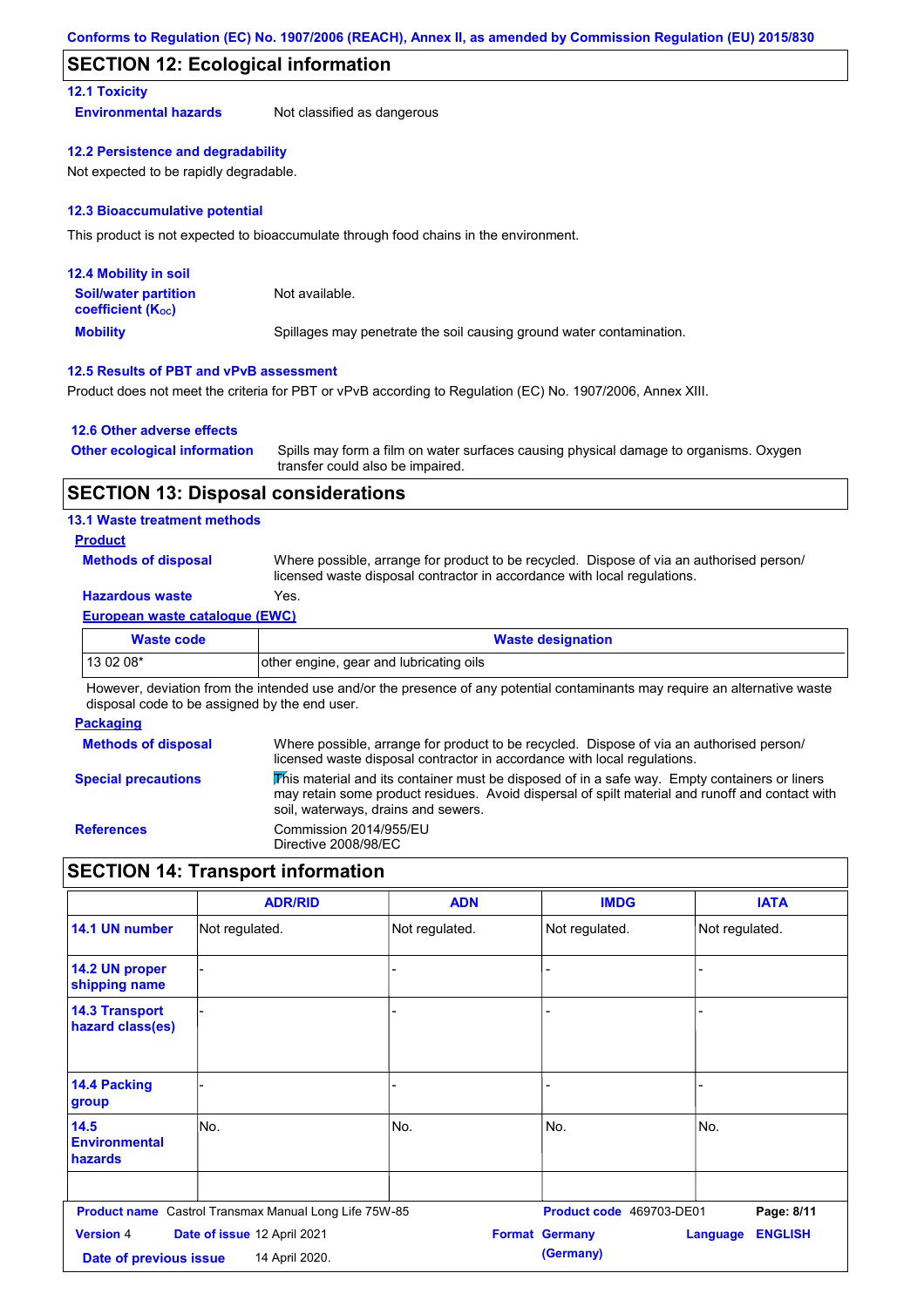Conforms to Regulation (EC) No. 1907/2006 (REACH), Annex II, as amended by Commission Regulation (EU) 2015/830

## SECTION 12: Ecological information

### 12.1 Toxicity

**Environmental hazards** Not classified as dangerous

### 12.2 Persistence and degradability

Not expected to be rapidly degradable.

### 12.3 Bioaccumulative potential

This product is not expected to bioaccumulate through food chains in the environment.

### 12.4 Mobility in soil

**Soil/water partition coefficient ($K_{OC}$)** Not available.

**Mobility** Spillages may penetrate the soil causing ground water contamination.

### 12.5 Results of PBT and vPvB assessment

Product does not meet the criteria for PBT or vPvB according to Regulation (EC) No. 1907/2006, Annex XIII.

### 12.6 Other adverse effects

**Other ecological information** Spills may form a film on water surfaces causing physical damage to organisms. Oxygen transfer could also be impaired.

## SECTION 13: Disposal considerations

### 13.1 Waste treatment methods

**Product**

**Methods of disposal** Where possible, arrange for product to be recycled. Dispose of via an authorised person/ licensed waste disposal contractor in accordance with local regulations.

**Hazardous waste** Yes.

**European waste catalogue (EWC)**

| Waste code | Waste designation |
|---|---|
| 13 02 08* | other engine, gear and lubricating oils |

However, deviation from the intended use and/or the presence of any potential contaminants may require an alternative waste disposal code to be assigned by the end user.

**Packaging**

**Methods of disposal** Where possible, arrange for product to be recycled. Dispose of via an authorised person/ licensed waste disposal contractor in accordance with local regulations.

**Special precautions** This material and its container must be disposed of in a safe way. Empty containers or liners may retain some product residues. Avoid dispersal of spilt material and runoff and contact with soil, waterways, drains and sewers.

**References** Commission 2014/955/EU
Directive 2008/98/EC

## SECTION 14: Transport information

| | ADR/RID | ADN | IMDG | IATA |
|---|---|---|---|---|
| 14.1 UN number | Not regulated. | Not regulated. | Not regulated. | Not regulated. |
| 14.2 UN proper shipping name | - | - | - | - |
| 14.3 Transport hazard class(es) | - | - | - | - |
| 14.4 Packing group | - | - | - | - |
| 14.5 Environmental hazards | No. | No. | No. | No. |
| | | | | |

**Product name** Castrol Transmax Manual Long Life 75W-85 **Product code** 469703-DE01
**Version** 4 **Date of issue** 12 April 2021 **Format** Germany (Germany) **Language** ENGLISH
**Date of previous issue** 14 April 2020.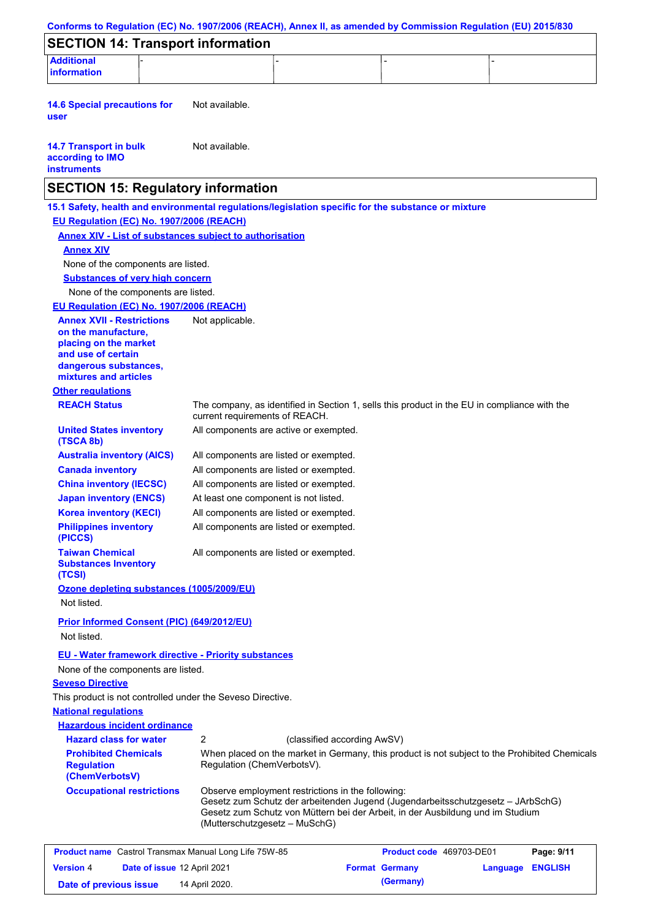Conforms to Regulation (EC) No. 1907/2006 (REACH), Annex II, as amended by Commission Regulation (EU) 2015/830

## SECTION 14: Transport information

| Additional information | - | - | - | - |
|---|---|---|---|---|

**14.6 Special precautions for user** Not available.

**14.7 Transport in bulk according to IMO instruments** Not available.

## SECTION 15: Regulatory information

**15.1 Safety, health and environmental regulations/legislation specific for the substance or mixture**

**EU Regulation (EC) No. 1907/2006 (REACH)**

**Annex XIV - List of substances subject to authorisation**

**Annex XIV**

None of the components are listed.

**Substances of very high concern**

None of the components are listed.

**EU Regulation (EC) No. 1907/2006 (REACH)**

**Annex XVII - Restrictions on the manufacture, placing on the market and use of certain dangerous substances, mixtures and articles** Not applicable.

**Other regulations**

**REACH Status** The company, as identified in Section 1, sells this product in the EU in compliance with the current requirements of REACH.

**United States inventory (TSCA 8b)** All components are active or exempted.

**Australia inventory (AICS)** All components are listed or exempted.

**Canada inventory** All components are listed or exempted.

**China inventory (IECSC)** All components are listed or exempted.

**Japan inventory (ENCS)** At least one component is not listed.

**Korea inventory (KECI)** All components are listed or exempted.

**Philippines inventory (PICCS)** All components are listed or exempted.

**Taiwan Chemical Substances Inventory (TCSI)** All components are listed or exempted.

**Ozone depleting substances (1005/2009/EU)**

Not listed.

**Prior Informed Consent (PIC) (649/2012/EU)**

Not listed.

**EU - Water framework directive - Priority substances**

None of the components are listed.

**Seveso Directive**

This product is not controlled under the Seveso Directive.

**National regulations**

**Hazardous incident ordinance**

**Hazard class for water** 2 (classified according AwSV)

**Prohibited Chemicals Regulation (ChemVerbotsV)** When placed on the market in Germany, this product is not subject to the Prohibited Chemicals Regulation (ChemVerbotsV).

**Occupational restrictions** Observe employment restrictions in the following:
Gesetz zum Schutz der arbeitenden Jugend (Jugendarbeitsschutzgesetz – JArbSchG)
Gesetz zum Schutz von Müttern bei der Arbeit, in der Ausbildung und im Studium (Mutterschutzgesetz – MuSchG)

| **Product name** Castrol Transmax Manual Long Life 75W-85 | **Product code** 469703-DE01 | **Page:** 9/11 |
|---|---|---|
| **Version** 4 **Date of issue** 12 April 2021 | **Format** Germany (Germany) | **Language** ENGLISH |
| **Date of previous issue** 14 April 2020. | | |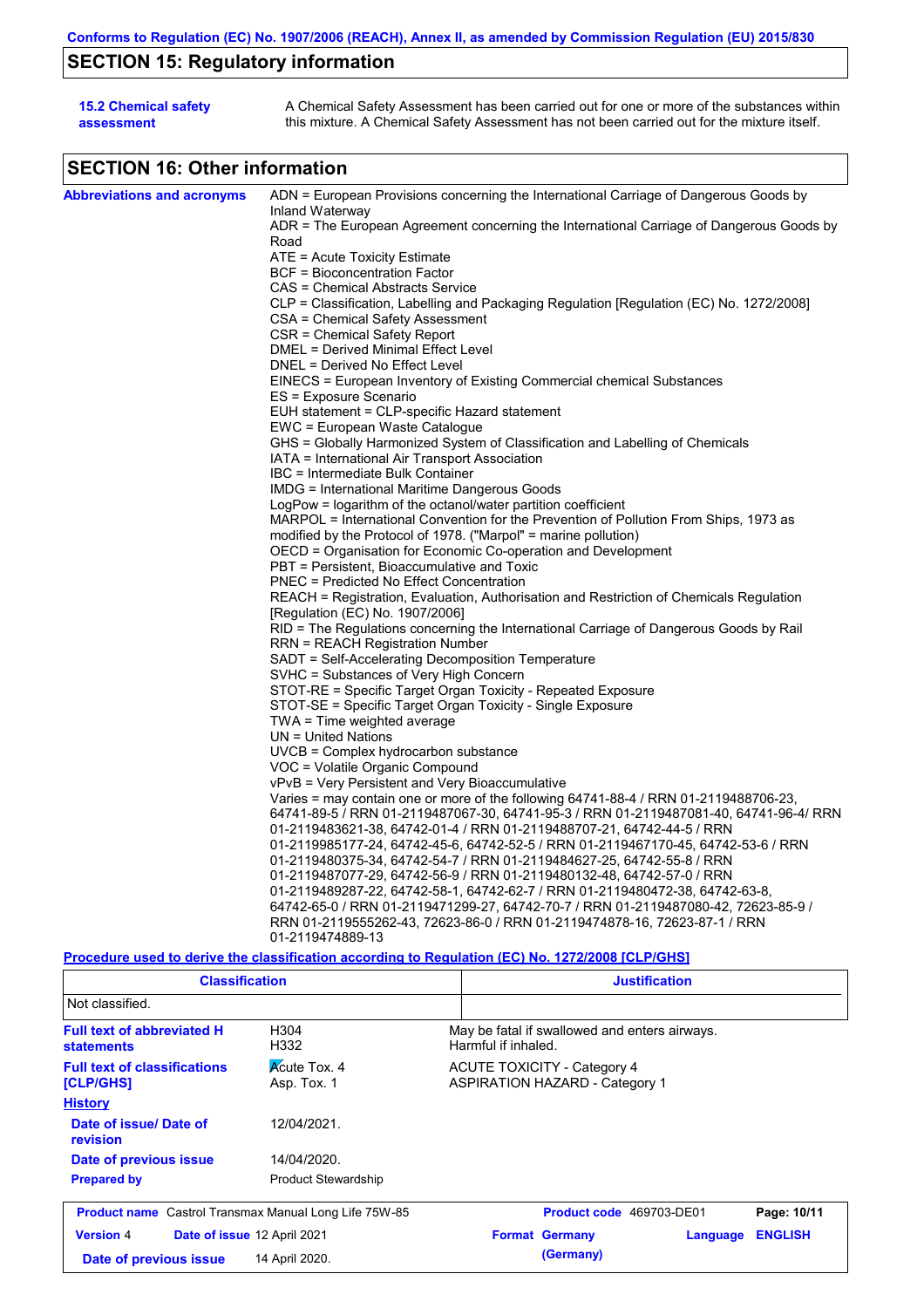## SECTION 15: Regulatory information

**15.2 Chemical safety assessment**

A Chemical Safety Assessment has been carried out for one or more of the substances within this mixture. A Chemical Safety Assessment has not been carried out for the mixture itself.

## SECTION 16: Other information

**Abbreviations and acronyms**

ADN = European Provisions concerning the International Carriage of Dangerous Goods by Inland Waterway
ADR = The European Agreement concerning the International Carriage of Dangerous Goods by Road
ATE = Acute Toxicity Estimate
BCF = Bioconcentration Factor
CAS = Chemical Abstracts Service
CLP = Classification, Labelling and Packaging Regulation [Regulation (EC) No. 1272/2008]
CSA = Chemical Safety Assessment
CSR = Chemical Safety Report
DMEL = Derived Minimal Effect Level
DNEL = Derived No Effect Level
EINECS = European Inventory of Existing Commercial chemical Substances
ES = Exposure Scenario
EUH statement = CLP-specific Hazard statement
EWC = European Waste Catalogue
GHS = Globally Harmonized System of Classification and Labelling of Chemicals
IATA = International Air Transport Association
IBC = Intermediate Bulk Container
IMDG = International Maritime Dangerous Goods
LogPow = logarithm of the octanol/water partition coefficient
MARPOL = International Convention for the Prevention of Pollution From Ships, 1973 as modified by the Protocol of 1978. ("Marpol" = marine pollution)
OECD = Organisation for Economic Co-operation and Development
PBT = Persistent, Bioaccumulative and Toxic
PNEC = Predicted No Effect Concentration
REACH = Registration, Evaluation, Authorisation and Restriction of Chemicals Regulation [Regulation (EC) No. 1907/2006]
RID = The Regulations concerning the International Carriage of Dangerous Goods by Rail
RRN = REACH Registration Number
SADT = Self-Accelerating Decomposition Temperature
SVHC = Substances of Very High Concern
STOT-RE = Specific Target Organ Toxicity - Repeated Exposure
STOT-SE = Specific Target Organ Toxicity - Single Exposure
TWA = Time weighted average
UN = United Nations
UVCB = Complex hydrocarbon substance
VOC = Volatile Organic Compound
vPvB = Very Persistent and Very Bioaccumulative
Varies = may contain one or more of the following 64741-88-4 / RRN 01-2119488706-23, 64741-89-5 / RRN 01-2119487067-30, 64741-95-3 / RRN 01-2119487081-40, 64741-96-4/ RRN 01-2119483621-38, 64742-01-4 / RRN 01-2119488707-21, 64742-44-5 / RRN 01-2119985177-24, 64742-45-6, 64742-52-5 / RRN 01-2119467170-45, 64742-53-6 / RRN 01-2119480375-34, 64742-54-7 / RRN 01-2119484627-25, 64742-55-8 / RRN 01-2119487077-29, 64742-56-9 / RRN 01-2119480132-48, 64742-57-0 / RRN 01-2119489287-22, 64742-58-1, 64742-62-7 / RRN 01-2119480472-38, 64742-63-8, 64742-65-0 / RRN 01-2119471299-27, 64742-70-7 / RRN 01-2119487080-42, 72623-85-9 / RRN 01-2119555262-43, 72623-86-0 / RRN 01-2119474878-16, 72623-87-1 / RRN 01-2119474889-13

**Procedure used to derive the classification according to Regulation (EC) No. 1272/2008 [CLP/GHS]**

| Classification | Justification |
|---|---|
| Not classified. | |

**Full text of abbreviated H statements**

| | |
|---|---|
| H304 | May be fatal if swallowed and enters airways. |
| H332 | Harmful if inhaled. |

**Full text of classifications [CLP/GHS]**

| | |
|---|---|
| Acute Tox. 4 | ACUTE TOXICITY - Category 4 |
| Asp. Tox. 1 | ASPIRATION HAZARD - Category 1 |

**History**

**Date of issue/ Date of revision:** 12/04/2021.

**Date of previous issue:** 14/04/2020.

**Prepared by:** Product Stewardship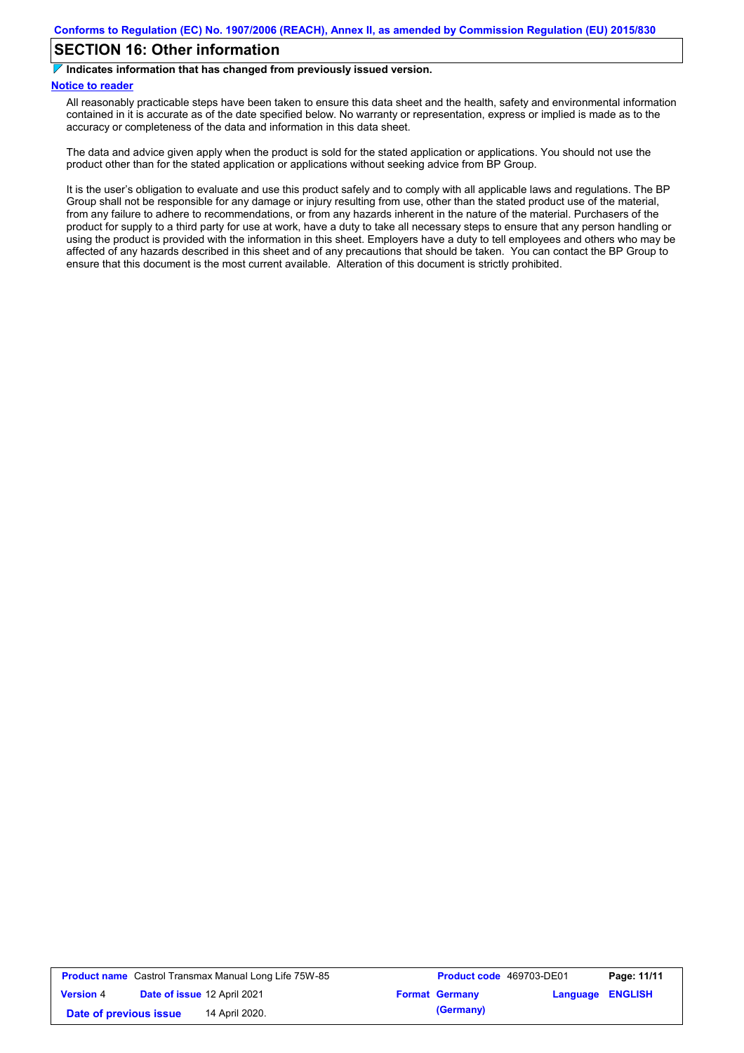## SECTION 16: Other information

**Indicates information that has changed from previously issued version.**

**Notice to reader**

All reasonably practicable steps have been taken to ensure this data sheet and the health, safety and environmental information contained in it is accurate as of the date specified below. No warranty or representation, express or implied is made as to the accuracy or completeness of the data and information in this data sheet.

The data and advice given apply when the product is sold for the stated application or applications. You should not use the product other than for the stated application or applications without seeking advice from BP Group.

It is the user's obligation to evaluate and use this product safely and to comply with all applicable laws and regulations. The BP Group shall not be responsible for any damage or injury resulting from use, other than the stated product use of the material, from any failure to adhere to recommendations, or from any hazards inherent in the nature of the material. Purchasers of the product for supply to a third party for use at work, have a duty to take all necessary steps to ensure that any person handling or using the product is provided with the information in this sheet. Employers have a duty to tell employees and others who may be affected of any hazards described in this sheet and of any precautions that should be taken. You can contact the BP Group to ensure that this document is the most current available. Alteration of this document is strictly prohibited.

| | | | |
|---|---|---|---|
| **Product name** Castrol Transmax Manual Long Life 75W-85 | | **Product code** 469703-DE01 | |
| **Version** 4 | **Date of issue** 12 April 2021 | **Format Germany (Germany)** | **Language ENGLISH** |
| **Date of previous issue** 14 April 2020. | | | |